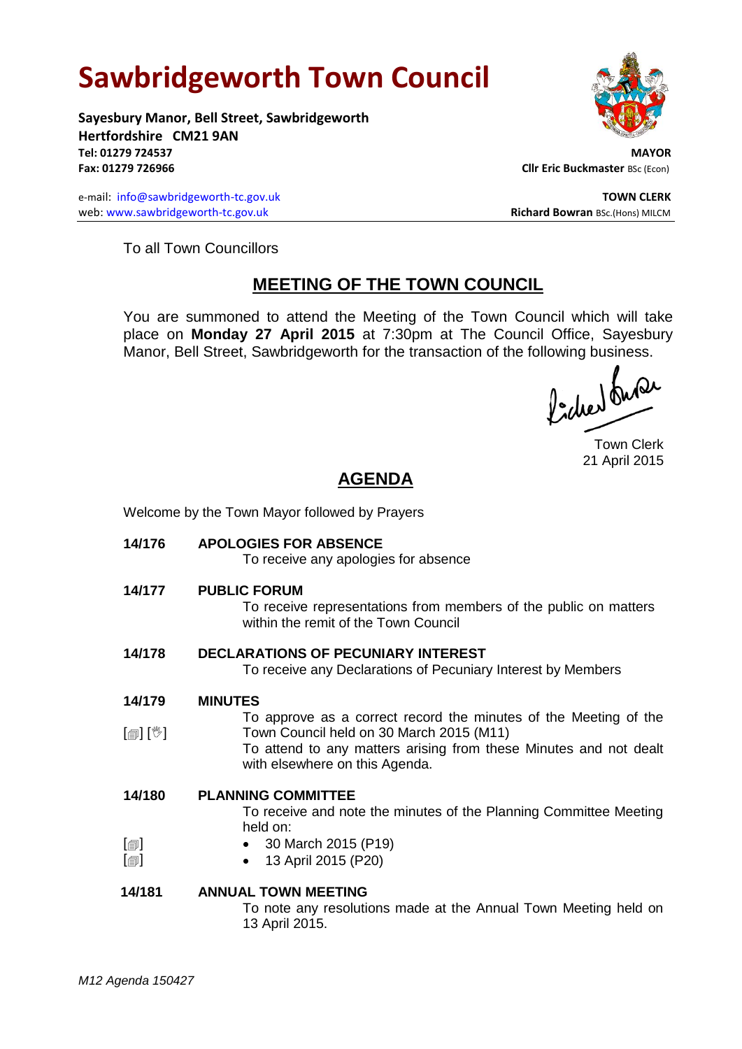# Sawbridgeworth Town Council

**Sayesbury Manor, Bell Street, Sawbridgeworth**
**Hertfordshire CM21 9AN**
**Tel: 01279 724537**
**Fax: 01279 726966**

**MAYOR**
**Cllr Eric Buckmaster** BSc (Econ)

e-mail: info@sawbridgeworth-tc.gov.uk
web: www.sawbridgeworth-tc.gov.uk

**TOWN CLERK**
**Richard Bowran** BSc.(Hons) MILCM

---

To all Town Councillors

## MEETING OF THE TOWN COUNCIL

You are summoned to attend the Meeting of the Town Council which will take place on **Monday 27 April 2015** at 7:30pm at The Council Office, Sayesbury Manor, Bell Street, Sawbridgeworth for the transaction of the following business.

Town Clerk
21 April 2015

## AGENDA

Welcome by the Town Mayor followed by Prayers

**14/176 APOLOGIES FOR ABSENCE**

To receive any apologies for absence

**14/177 PUBLIC FORUM**

To receive representations from members of the public on matters within the remit of the Town Council

**14/178 DECLARATIONS OF PECUNIARY INTEREST**

To receive any Declarations of Pecuniary Interest by Members

**14/179 MINUTES**

[] [] To approve as a correct record the minutes of the Meeting of the Town Council held on 30 March 2015 (M11)

To attend to any matters arising from these Minutes and not dealt with elsewhere on this Agenda.

**14/180 PLANNING COMMITTEE**

To receive and note the minutes of the Planning Committee Meeting held on:

- [] 30 March 2015 (P19)
- [] 13 April 2015 (P20)

**14/181 ANNUAL TOWN MEETING**

To note any resolutions made at the Annual Town Meeting held on 13 April 2015.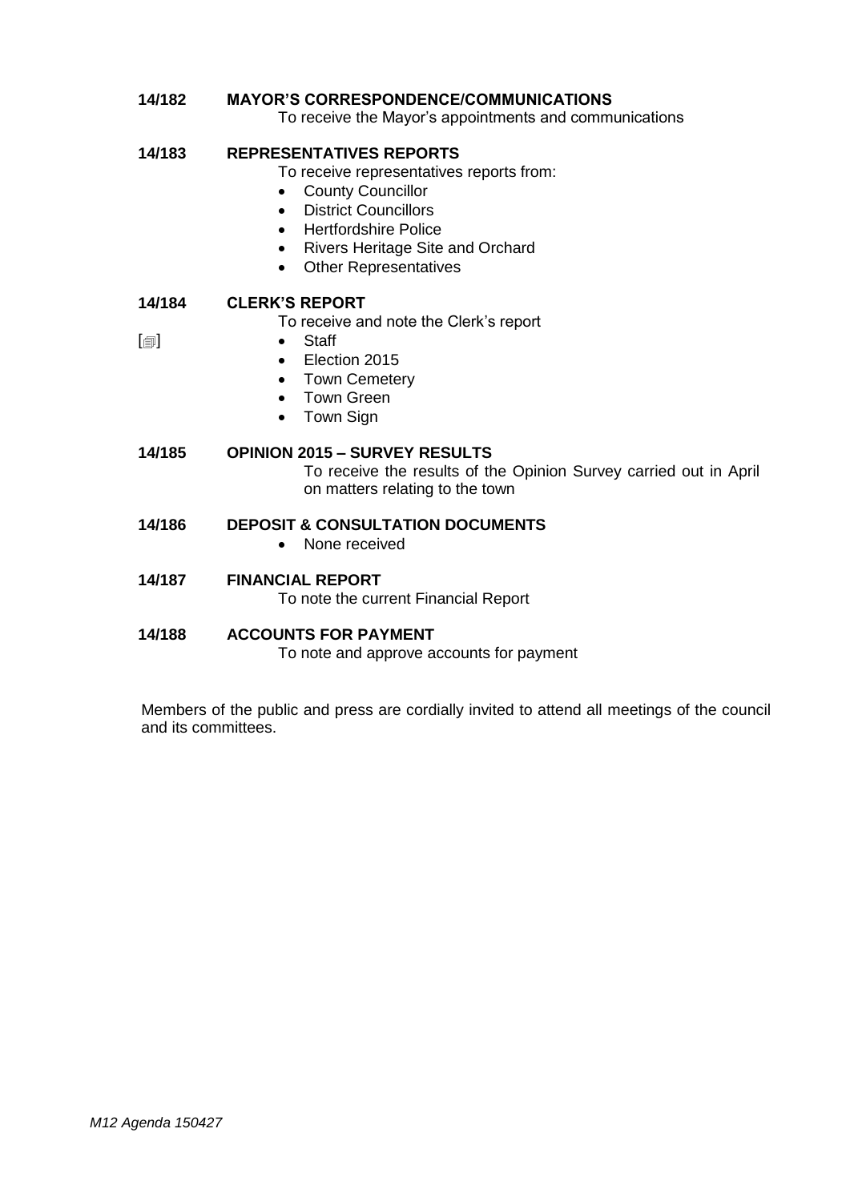**14/182 MAYOR'S CORRESPONDENCE/COMMUNICATIONS**

To receive the Mayor's appointments and communications

**14/183 REPRESENTATIVES REPORTS**

To receive representatives reports from:

- County Councillor
- District Councillors
- Hertfordshire Police
- Rivers Heritage Site and Orchard
- Other Representatives

**14/184 CLERK'S REPORT**

To receive and note the Clerk's report

[🗐]

- Staff
- Election 2015
- Town Cemetery
- Town Green
- Town Sign

**14/185 OPINION 2015 – SURVEY RESULTS**

To receive the results of the Opinion Survey carried out in April on matters relating to the town

**14/186 DEPOSIT & CONSULTATION DOCUMENTS**

- None received

**14/187 FINANCIAL REPORT**

To note the current Financial Report

**14/188 ACCOUNTS FOR PAYMENT**

To note and approve accounts for payment

Members of the public and press are cordially invited to attend all meetings of the council and its committees.

*M12 Agenda 150427*